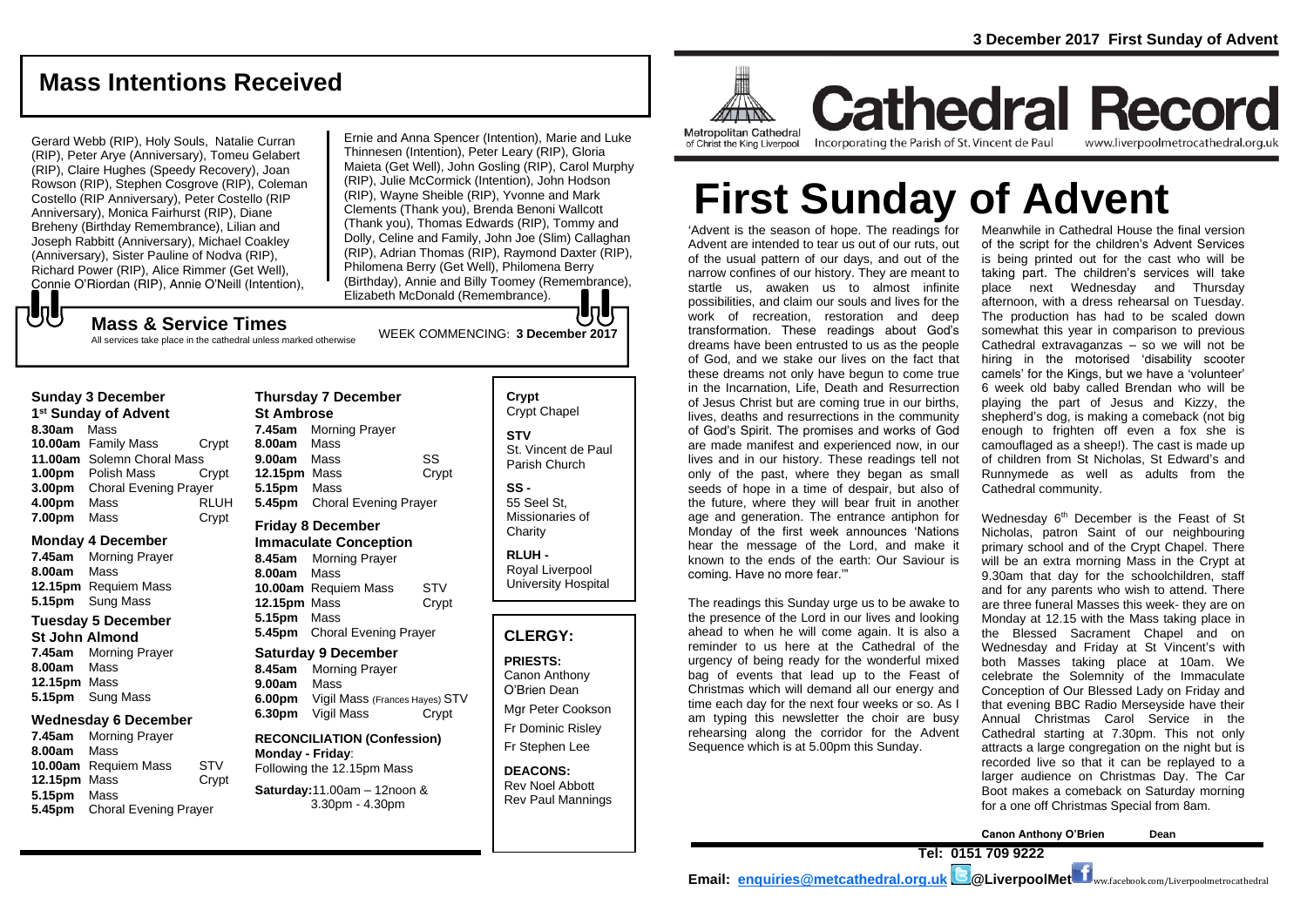3 December 2017 First Sunday of Advent

## Mass Intentions Received

Gerard Webb (RIP), Holy Souls, Natalie Curran (RIP), Peter Arye (Anniversary), Tomeu Gelabert (RIP), Claire Hughes (Speedy Recovery), Joan Rowson (RIP), Stephen Cosgrove (RIP), Coleman Costello (RIP Anniversary), Peter Costello (RIP Anniversary), Monica Fairhurst (RIP), Diane Breheny (Birthday Remembrance), Lilian and Joseph Rabbitt (Anniversary), Michael Coakley (Anniversary), Sister Pauline of Nodva (RIP), Richard Power (RIP), Alice Rimmer (Get Well), Connie O'Riordan (RIP), Annie O'Neill (Intention), Ernie and Anna Spencer (Intention), Marie and Luke Thinnesen (Intention), Peter Leary (RIP), Gloria Maieta (Get Well), John Gosling (RIP), Carol Murphy (RIP), Julie McCormick (Intention), John Hodson (RIP), Wayne Sheible (RIP), Yvonne and Mark Clements (Thank you), Brenda Benoni Wallcott (Thank you), Thomas Edwards (RIP), Tommy and Dolly, Celine and Family, John Joe (Slim) Callaghan (RIP), Adrian Thomas (RIP), Raymond Daxter (RIP), Philomena Berry (Get Well), Philomena Berry (Birthday), Annie and Billy Toomey (Remembrance), Elizabeth McDonald (Remembrance).

## Mass & Service Times

All services take place in the cathedral unless marked otherwise

WEEK COMMENCING: **3 December 2017**

### Sunday 3 December
**1st Sunday of Advent**

| | | |
|---|---|---|
| **8.30am** | Mass | |
| **10.00am** | Family Mass | Crypt |
| **11.00am** | Solemn Choral Mass | |
| **1.00pm** | Polish Mass | Crypt |
| **3.00pm** | Choral Evening Prayer | |
| **4.00pm** | Mass | RLUH |
| **7.00pm** | Mass | Crypt |

### Monday 4 December

| | | |
|---|---|---|
| **7.45am** | Morning Prayer | |
| **8.00am** | Mass | |
| **12.15pm** | Requiem Mass | |
| **5.15pm** | Sung Mass | |

### Tuesday 5 December
**St John Almond**

| | | |
|---|---|---|
| **7.45am** | Morning Prayer | |
| **8.00am** | Mass | |
| **12.15pm** | Mass | |
| **5.15pm** | Sung Mass | |

### Wednesday 6 December

| | | |
|---|---|---|
| **7.45am** | Morning Prayer | |
| **8.00am** | Mass | |
| **10.00am** | Requiem Mass | STV |
| **12.15pm** | Mass | Crypt |
| **5.15pm** | Mass | |
| **5.45pm** | Choral Evening Prayer | |

### Thursday 7 December
**St Ambrose**

| | | |
|---|---|---|
| **7.45am** | Morning Prayer | |
| **8.00am** | Mass | |
| **9.00am** | Mass | SS |
| **12.15pm** | Mass | Crypt |
| **5.15pm** | Mass | |
| **5.45pm** | Choral Evening Prayer | |

### Friday 8 December
**Immaculate Conception**

| | | |
|---|---|---|
| **8.45am** | Morning Prayer | |
| **8.00am** | Mass | |
| **10.00am** | Requiem Mass | STV |
| **12.15pm** | Mass | Crypt |
| **5.15pm** | Mass | |
| **5.45pm** | Choral Evening Prayer | |

### Saturday 9 December

| | | |
|---|---|---|
| **8.45am** | Morning Prayer | |
| **9.00am** | Mass | |
| **6.00pm** | Vigil Mass (Frances Hayes) | STV |
| **6.30pm** | Vigil Mass | Crypt |

**RECONCILIATION (Confession)**
**Monday - Friday**: Following the 12.15pm Mass
**Saturday:** 11.00am – 12noon & 3.30pm - 4.30pm

**Crypt**
Crypt Chapel

**STV**
St. Vincent de Paul Parish Church

**SS -**
55 Seel St, Missionaries of Charity

**RLUH -**
Royal Liverpool University Hospital

## CLERGY:

**PRIESTS:**
Canon Anthony O'Brien Dean
Mgr Peter Cookson
Fr Dominic Risley
Fr Stephen Lee

**DEACONS:**
Rev Noel Abbott
Rev Paul Mannings

Metropolitan Cathedral of Christ the King Liverpool

# Cathedral Record

Incorporating the Parish of St. Vincent de Paul www.liverpoolmetrocathedral.org.uk

# First Sunday of Advent

'Advent is the season of hope. The readings for Advent are intended to tear us out of our ruts, out of the usual pattern of our days, and out of the narrow confines of our history. They are meant to startle us, awaken us to almost infinite possibilities, and claim our souls and lives for the work of recreation, restoration and deep transformation. These readings about God's dreams have been entrusted to us as the people of God, and we stake our lives on the fact that these dreams not only have begun to come true in the Incarnation, Life, Death and Resurrection of Jesus Christ but are coming true in our births, lives, deaths and resurrections in the community of God's Spirit. The promises and works of God are made manifest and experienced now, in our lives and in our history. These readings tell not only of the past, where they began as small seeds of hope in a time of despair, but also of the future, where they will bear fruit in another age and generation. The entrance antiphon for Monday of the first week announces 'Nations hear the message of the Lord, and make it known to the ends of the earth: Our Saviour is coming. Have no more fear.''

The readings this Sunday urge us to be awake to the presence of the Lord in our lives and looking ahead to when he will come again. It is also a reminder to us here at the Cathedral of the urgency of being ready for the wonderful mixed bag of events that lead up to the Feast of Christmas which will demand all our energy and time each day for the next four weeks or so. As I am typing this newsletter the choir are busy rehearsing along the corridor for the Advent Sequence which is at 5.00pm this Sunday.

Meanwhile in Cathedral House the final version of the script for the children's Advent Services is being printed out for the cast who will be taking part. The children's services will take place next Wednesday and Thursday afternoon, with a dress rehearsal on Tuesday. The production has had to be scaled down somewhat this year in comparison to previous Cathedral extravaganzas – so we will not be hiring in the motorised 'disability scooter camels' for the Kings, but we have a 'volunteer' 6 week old baby called Brendan who will be playing the part of Jesus and Kizzy, the shepherd's dog, is making a comeback (not big enough to frighten off even a fox she is camouflaged as a sheep!). The cast is made up of children from St Nicholas, St Edward's and Runnymede as well as adults from the Cathedral community.

Wednesday 6th December is the Feast of St Nicholas, patron Saint of our neighbouring primary school and of the Crypt Chapel. There will be an extra morning Mass in the Crypt at 9.30am that day for the schoolchildren, staff and for any parents who wish to attend. There are three funeral Masses this week- they are on Monday at 12.15 with the Mass taking place in the Blessed Sacrament Chapel and on Wednesday and Friday at St Vincent's with both Masses taking place at 10am. We celebrate the Solemnity of the Immaculate Conception of Our Blessed Lady on Friday and that evening BBC Radio Merseyside have their Annual Christmas Carol Service in the Cathedral starting at 7.30pm. This not only attracts a large congregation on the night but is recorded live so that it can be replayed to a larger audience on Christmas Day. The Car Boot makes a comeback on Saturday morning for a one off Christmas Special from 8am.

**Canon Anthony O'Brien Dean**

**Tel: 0151 709 9222**

**Email: enquiries@metcathedral.org.uk @LiverpoolMet** www.facebook.com/Liverpoolmetrocathedral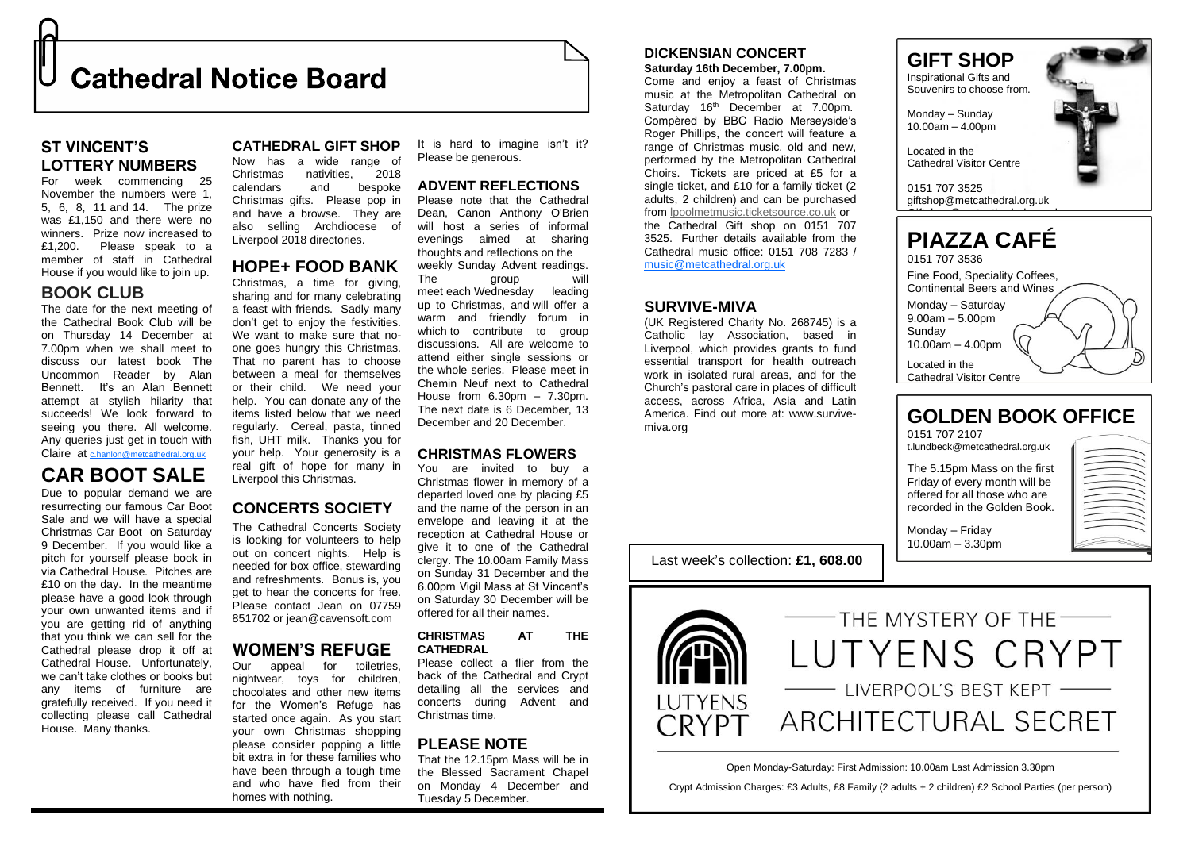# Cathedral Notice Board

## ST VINCENT'S LOTTERY NUMBERS

For week commencing 25 November the numbers were 1, 5, 6, 8, 11 and 14. The prize was £1,150 and there were no winners. Prize now increased to £1,200. Please speak to a member of staff in Cathedral House if you would like to join up.

## BOOK CLUB

The date for the next meeting of the Cathedral Book Club will be on Thursday 14 December at 7.00pm when we shall meet to discuss our latest book The Uncommon Reader by Alan Bennett. It's an Alan Bennett attempt at stylish hilarity that succeeds! We look forward to seeing you there. All welcome. Any queries just get in touch with Claire at c.hanlon@metcathedral.org.uk

## CAR BOOT SALE

Due to popular demand we are resurrecting our famous Car Boot Sale and we will have a special Christmas Car Boot on Saturday 9 December. If you would like a pitch for yourself please book in via Cathedral House. Pitches are £10 on the day. In the meantime please have a good look through your own unwanted items and if you are getting rid of anything that you think we can sell for the Cathedral please drop it off at Cathedral House. Unfortunately, we can't take clothes or books but any items of furniture are gratefully received. If you need it collecting please call Cathedral House. Many thanks.

## CATHEDRAL GIFT SHOP

Now has a wide range of Christmas nativities, 2018 calendars and bespoke Christmas gifts. Please pop in and have a browse. They are also selling Archdiocese of Liverpool 2018 directories.

## HOPE+ FOOD BANK

Christmas, a time for giving, sharing and for many celebrating a feast with friends. Sadly many don't get to enjoy the festivities. We want to make sure that no-one goes hungry this Christmas. That no parent has to choose between a meal for themselves or their child. We need your help. You can donate any of the items listed below that we need regularly. Cereal, pasta, tinned fish, UHT milk. Thanks you for your help. Your generosity is a real gift of hope for many in Liverpool this Christmas.

## CONCERTS SOCIETY

The Cathedral Concerts Society is looking for volunteers to help out on concert nights. Help is needed for box office, stewarding and refreshments. Bonus is, you get to hear the concerts for free. Please contact Jean on 07759 851702 or jean@cavensoft.com

## WOMEN'S REFUGE

Our appeal for toiletries, nightwear, toys for children, chocolates and other new items for the Women's Refuge has started once again. As you start your own Christmas shopping please consider popping a little bit extra in for these families who have been through a tough time and who have fled from their homes with nothing.

It is hard to imagine isn't it? Please be generous.

## ADVENT REFLECTIONS

Please note that the Cathedral Dean, Canon Anthony O'Brien will host a series of informal evenings aimed at sharing thoughts and reflections on the weekly Sunday Advent readings. The group will meet each Wednesday leading up to Christmas, and will offer a warm and friendly forum in which to contribute to group discussions. All are welcome to attend either single sessions or the whole series. Please meet in Chemin Neuf next to Cathedral House from 6.30pm – 7.30pm. The next date is 6 December, 13 December and 20 December.

## CHRISTMAS FLOWERS

You are invited to buy a Christmas flower in memory of a departed loved one by placing £5 and the name of the person in an envelope and leaving it at the reception at Cathedral House or give it to one of the Cathedral clergy. The 10.00am Family Mass on Sunday 31 December and the 6.00pm Vigil Mass at St Vincent's on Saturday 30 December will be offered for all their names.

### CHRISTMAS AT THE CATHEDRAL

Please collect a flier from the back of the Cathedral and Crypt detailing all the services and concerts during Advent and Christmas time.

## PLEASE NOTE

That the 12.15pm Mass will be in the Blessed Sacrament Chapel on Monday 4 December and Tuesday 5 December.

## DICKENSIAN CONCERT

**Saturday 16th December, 7.00pm.**

Come and enjoy a feast of Christmas music at the Metropolitan Cathedral on Saturday 16th December at 7.00pm. Compèred by BBC Radio Merseyside's Roger Phillips, the concert will feature a range of Christmas music, old and new, performed by the Metropolitan Cathedral Choirs. Tickets are priced at £5 for a single ticket, and £10 for a family ticket (2 adults, 2 children) and can be purchased from lpoolmetmusic.ticketsource.co.uk or the Cathedral Gift shop on 0151 707 3525. Further details available from the Cathedral music office: 0151 708 7283 / music@metcathedral.org.uk

## SURVIVE-MIVA

(UK Registered Charity No. 268745) is a Catholic lay Association, based in Liverpool, which provides grants to fund essential transport for health outreach work in isolated rural areas, and for the Church's pastoral care in places of difficult access, across Africa, Asia and Latin America. Find out more at: www.survive-miva.org

Last week's collection: **£1, 608.00**

## GIFT SHOP

Inspirational Gifts and Souvenirs to choose from.

Monday – Sunday
10.00am – 4.00pm

Located in the Cathedral Visitor Centre

0151 707 3525
giftshop@metcathedral.org.uk

## PIAZZA CAFÉ

0151 707 3536

Fine Food, Speciality Coffees, Continental Beers and Wines

Monday – Saturday
9.00am – 5.00pm
Sunday
10.00am – 4.00pm

Located in the Cathedral Visitor Centre

## GOLDEN BOOK OFFICE

0151 707 2107
t.lundbeck@metcathedral.org.uk

The 5.15pm Mass on the first Friday of every month will be offered for all those who are recorded in the Golden Book.

Monday – Friday
10.00am – 3.30pm

## THE MYSTERY OF THE LUTYENS CRYPT — LIVERPOOL'S BEST KEPT ARCHITECTURAL SECRET

LUTYENS CRYPT

Open Monday-Saturday: First Admission: 10.00am Last Admission 3.30pm

Crypt Admission Charges: £3 Adults, £8 Family (2 adults + 2 children) £2 School Parties (per person)